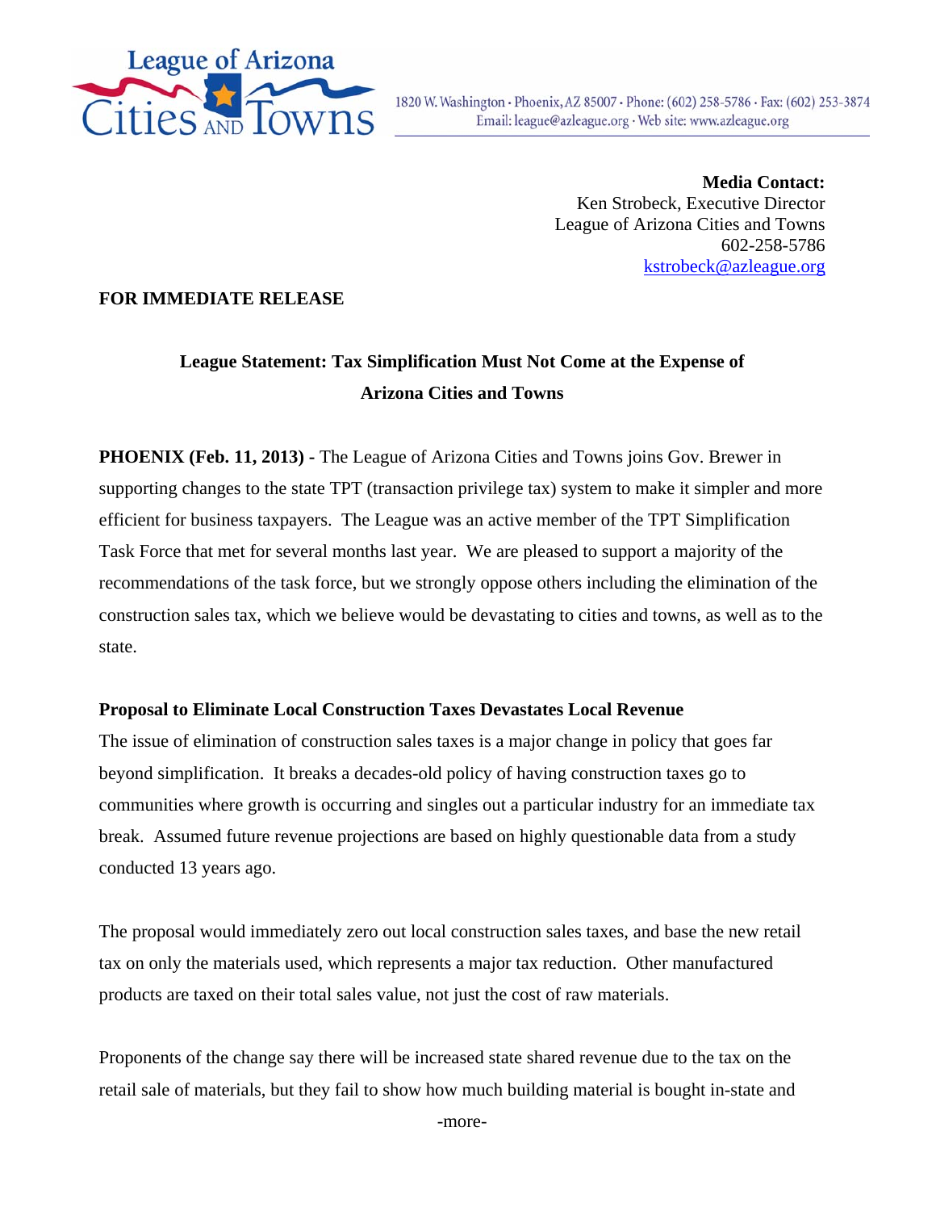League of Arizona Cities and Towns

1820 W. Washington · Phoenix, AZ 85007 · Phone: (602) 258-5786 · Fax: (602) 253-3874
Email: league@azleague.org · Web site: www.azleague.org

**Media Contact:**
Ken Strobeck, Executive Director
League of Arizona Cities and Towns
602-258-5786
kstrobeck@azleague.org

**FOR IMMEDIATE RELEASE**

## League Statement: Tax Simplification Must Not Come at the Expense of Arizona Cities and Towns

**PHOENIX (Feb. 11, 2013) -** The League of Arizona Cities and Towns joins Gov. Brewer in supporting changes to the state TPT (transaction privilege tax) system to make it simpler and more efficient for business taxpayers. The League was an active member of the TPT Simplification Task Force that met for several months last year. We are pleased to support a majority of the recommendations of the task force, but we strongly oppose others including the elimination of the construction sales tax, which we believe would be devastating to cities and towns, as well as to the state.

### Proposal to Eliminate Local Construction Taxes Devastates Local Revenue

The issue of elimination of construction sales taxes is a major change in policy that goes far beyond simplification. It breaks a decades-old policy of having construction taxes go to communities where growth is occurring and singles out a particular industry for an immediate tax break. Assumed future revenue projections are based on highly questionable data from a study conducted 13 years ago.

The proposal would immediately zero out local construction sales taxes, and base the new retail tax on only the materials used, which represents a major tax reduction. Other manufactured products are taxed on their total sales value, not just the cost of raw materials.

Proponents of the change say there will be increased state shared revenue due to the tax on the retail sale of materials, but they fail to show how much building material is bought in-state and

-more-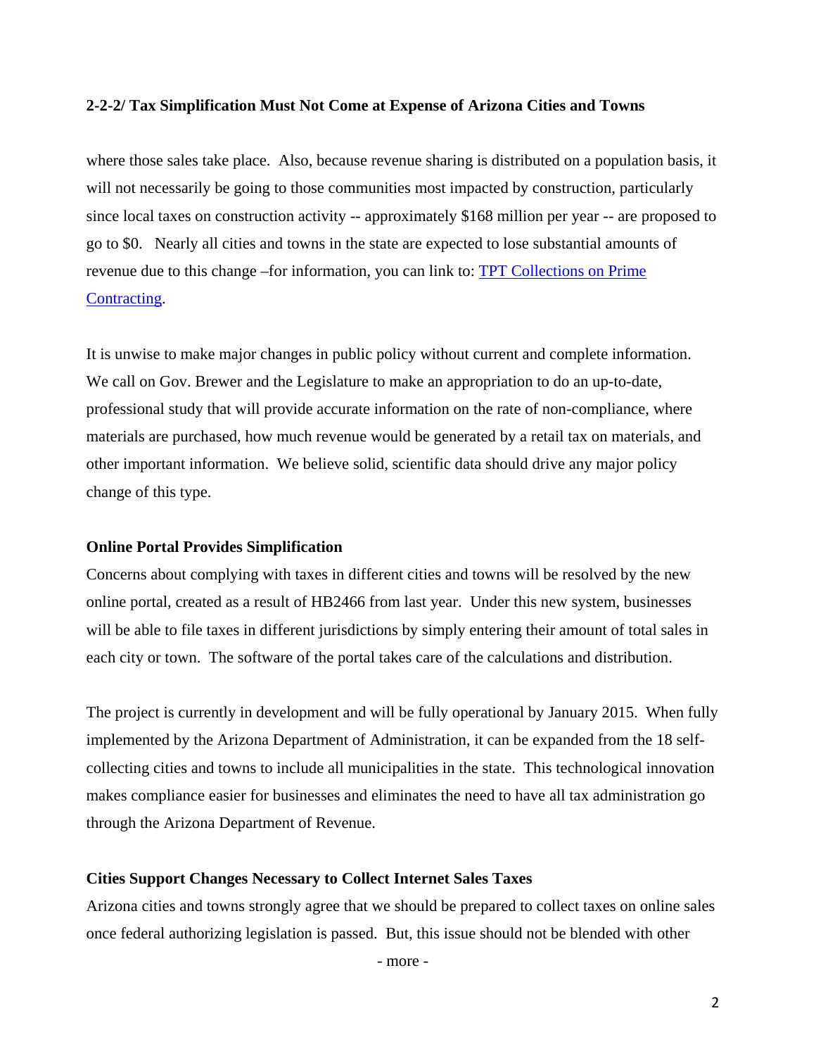**2-2-2/ Tax Simplification Must Not Come at Expense of Arizona Cities and Towns**

where those sales take place. Also, because revenue sharing is distributed on a population basis, it will not necessarily be going to those communities most impacted by construction, particularly since local taxes on construction activity -- approximately $168 million per year -- are proposed to go to $0. Nearly all cities and towns in the state are expected to lose substantial amounts of revenue due to this change –for information, you can link to: [TPT Collections on Prime Contracting](TPT Collections on Prime Contracting).

It is unwise to make major changes in public policy without current and complete information. We call on Gov. Brewer and the Legislature to make an appropriation to do an up-to-date, professional study that will provide accurate information on the rate of non-compliance, where materials are purchased, how much revenue would be generated by a retail tax on materials, and other important information. We believe solid, scientific data should drive any major policy change of this type.

**Online Portal Provides Simplification**

Concerns about complying with taxes in different cities and towns will be resolved by the new online portal, created as a result of HB2466 from last year. Under this new system, businesses will be able to file taxes in different jurisdictions by simply entering their amount of total sales in each city or town. The software of the portal takes care of the calculations and distribution.

The project is currently in development and will be fully operational by January 2015. When fully implemented by the Arizona Department of Administration, it can be expanded from the 18 self-collecting cities and towns to include all municipalities in the state. This technological innovation makes compliance easier for businesses and eliminates the need to have all tax administration go through the Arizona Department of Revenue.

**Cities Support Changes Necessary to Collect Internet Sales Taxes**

Arizona cities and towns strongly agree that we should be prepared to collect taxes on online sales once federal authorizing legislation is passed. But, this issue should not be blended with other

- more -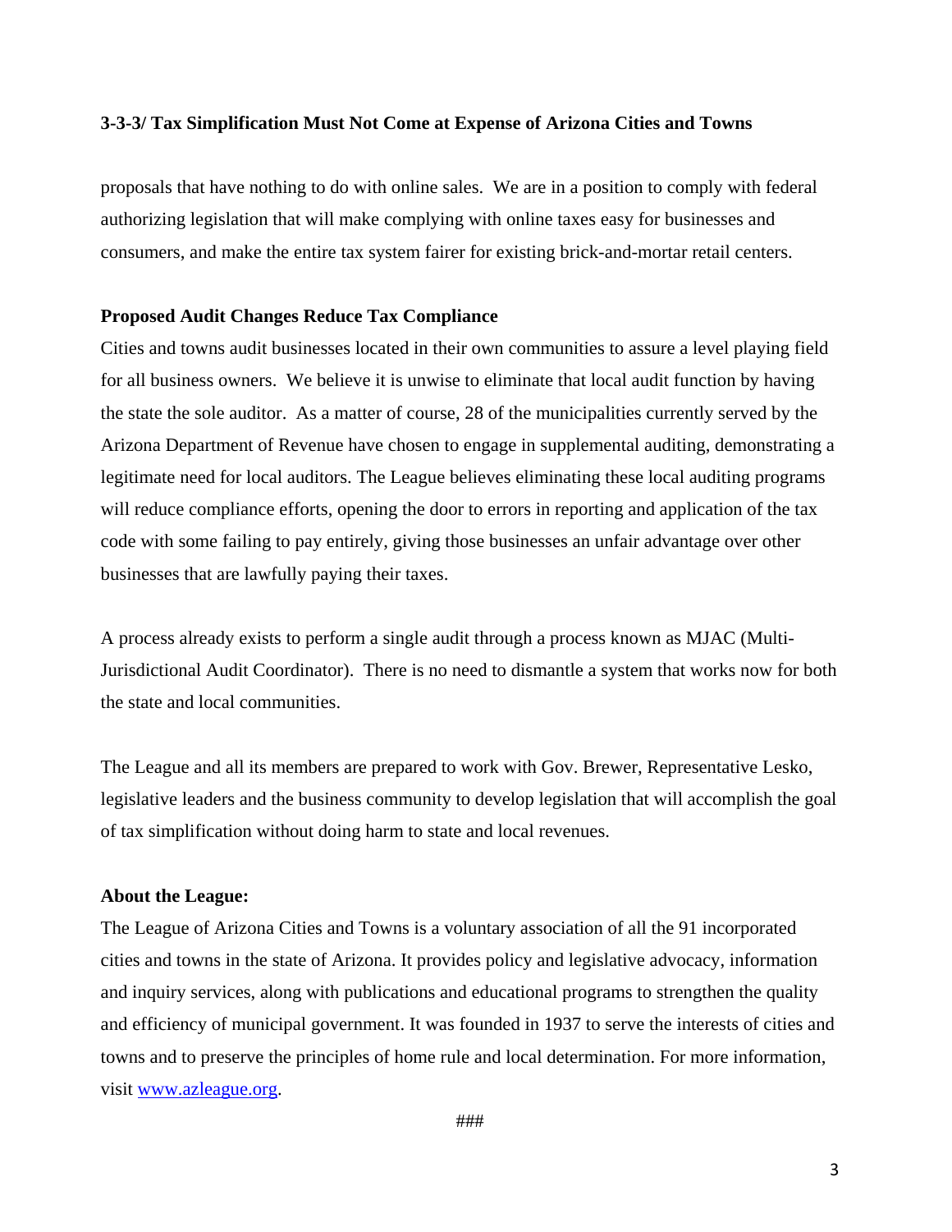proposals that have nothing to do with online sales. We are in a position to comply with federal authorizing legislation that will make complying with online taxes easy for businesses and consumers, and make the entire tax system fairer for existing brick-and-mortar retail centers.

**Proposed Audit Changes Reduce Tax Compliance**

Cities and towns audit businesses located in their own communities to assure a level playing field for all business owners. We believe it is unwise to eliminate that local audit function by having the state the sole auditor. As a matter of course, 28 of the municipalities currently served by the Arizona Department of Revenue have chosen to engage in supplemental auditing, demonstrating a legitimate need for local auditors. The League believes eliminating these local auditing programs will reduce compliance efforts, opening the door to errors in reporting and application of the tax code with some failing to pay entirely, giving those businesses an unfair advantage over other businesses that are lawfully paying their taxes.

A process already exists to perform a single audit through a process known as MJAC (Multi-Jurisdictional Audit Coordinator). There is no need to dismantle a system that works now for both the state and local communities.

The League and all its members are prepared to work with Gov. Brewer, Representative Lesko, legislative leaders and the business community to develop legislation that will accomplish the goal of tax simplification without doing harm to state and local revenues.

**About the League:**

The League of Arizona Cities and Towns is a voluntary association of all the 91 incorporated cities and towns in the state of Arizona. It provides policy and legislative advocacy, information and inquiry services, along with publications and educational programs to strengthen the quality and efficiency of municipal government. It was founded in 1937 to serve the interests of cities and towns and to preserve the principles of home rule and local determination. For more information, visit www.azleague.org.

###